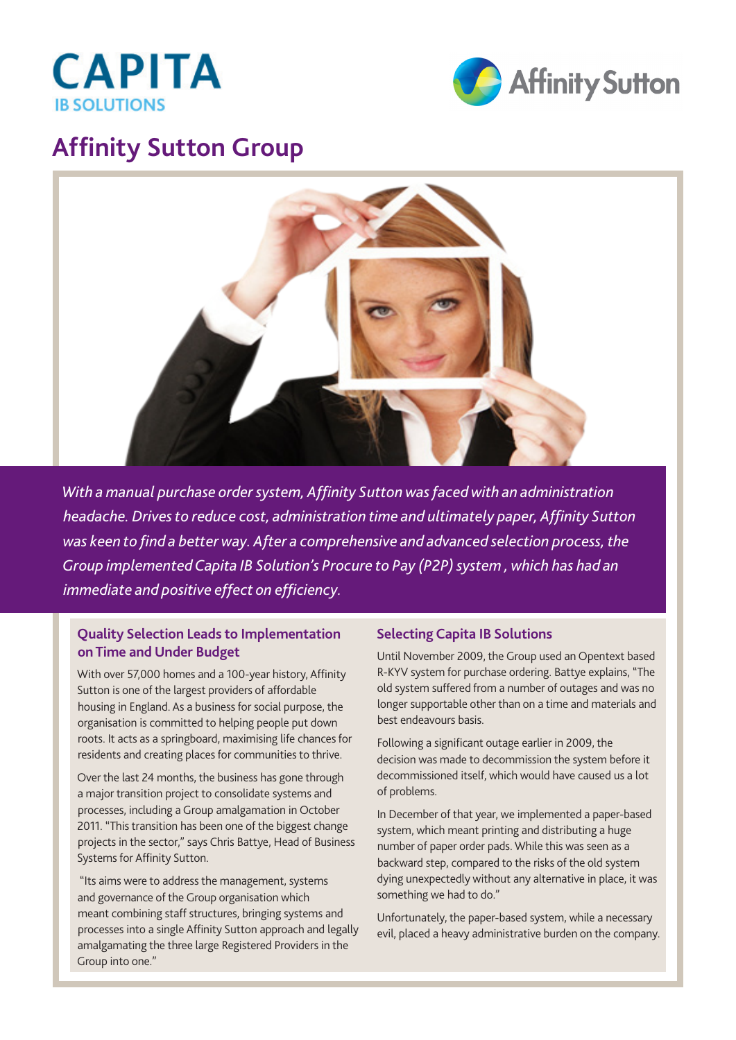CAPITA
IB SOLUTIONS

Affinity Sutton

# Affinity Sutton Group

*With a manual purchase order system, Affinity Sutton was faced with an administration headache. Drives to reduce cost, administration time and ultimately paper, Affinity Sutton was keen to find a better way. After a comprehensive and advanced selection process, the Group implemented Capita IB Solution's Procure to Pay (P2P) system , which has had an immediate and positive effect on efficiency.*

## Quality Selection Leads to Implementation on Time and Under Budget

With over 57,000 homes and a 100-year history, Affinity Sutton is one of the largest providers of affordable housing in England. As a business for social purpose, the organisation is committed to helping people put down roots. It acts as a springboard, maximising life chances for residents and creating places for communities to thrive.

Over the last 24 months, the business has gone through a major transition project to consolidate systems and processes, including a Group amalgamation in October 2011. "This transition has been one of the biggest change projects in the sector," says Chris Battye, Head of Business Systems for Affinity Sutton.

"Its aims were to address the management, systems and governance of the Group organisation which meant combining staff structures, bringing systems and processes into a single Affinity Sutton approach and legally amalgamating the three large Registered Providers in the Group into one."

## Selecting Capita IB Solutions

Until November 2009, the Group used an Opentext based R-KYV system for purchase ordering. Battye explains, "The old system suffered from a number of outages and was no longer supportable other than on a time and materials and best endeavours basis.

Following a significant outage earlier in 2009, the decision was made to decommission the system before it decommissioned itself, which would have caused us a lot of problems.

In December of that year, we implemented a paper-based system, which meant printing and distributing a huge number of paper order pads. While this was seen as a backward step, compared to the risks of the old system dying unexpectedly without any alternative in place, it was something we had to do."

Unfortunately, the paper-based system, while a necessary evil, placed a heavy administrative burden on the company.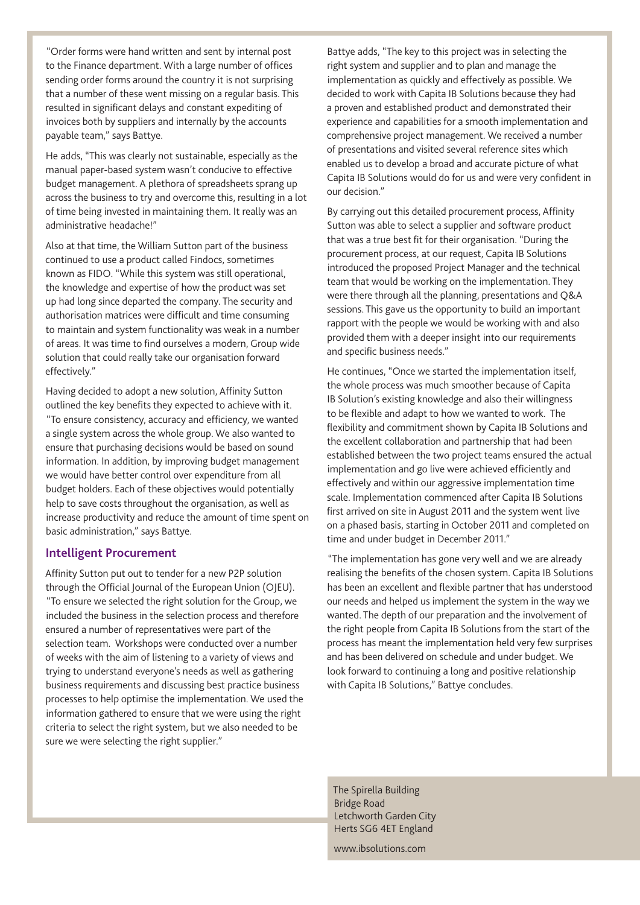"Order forms were hand written and sent by internal post to the Finance department. With a large number of offices sending order forms around the country it is not surprising that a number of these went missing on a regular basis. This resulted in significant delays and constant expediting of invoices both by suppliers and internally by the accounts payable team," says Battye.

He adds, "This was clearly not sustainable, especially as the manual paper-based system wasn't conducive to effective budget management. A plethora of spreadsheets sprang up across the business to try and overcome this, resulting in a lot of time being invested in maintaining them. It really was an administrative headache!"

Also at that time, the William Sutton part of the business continued to use a product called Findocs, sometimes known as FIDO. "While this system was still operational, the knowledge and expertise of how the product was set up had long since departed the company. The security and authorisation matrices were difficult and time consuming to maintain and system functionality was weak in a number of areas. It was time to find ourselves a modern, Group wide solution that could really take our organisation forward effectively."

Having decided to adopt a new solution, Affinity Sutton outlined the key benefits they expected to achieve with it. "To ensure consistency, accuracy and efficiency, we wanted a single system across the whole group. We also wanted to ensure that purchasing decisions would be based on sound information. In addition, by improving budget management we would have better control over expenditure from all budget holders. Each of these objectives would potentially help to save costs throughout the organisation, as well as increase productivity and reduce the amount of time spent on basic administration," says Battye.

## Intelligent Procurement

Affinity Sutton put out to tender for a new P2P solution through the Official Journal of the European Union (OJEU). "To ensure we selected the right solution for the Group, we included the business in the selection process and therefore ensured a number of representatives were part of the selection team. Workshops were conducted over a number of weeks with the aim of listening to a variety of views and trying to understand everyone's needs as well as gathering business requirements and discussing best practice business processes to help optimise the implementation. We used the information gathered to ensure that we were using the right criteria to select the right system, but we also needed to be sure we were selecting the right supplier."

Battye adds, "The key to this project was in selecting the right system and supplier and to plan and manage the implementation as quickly and effectively as possible. We decided to work with Capita IB Solutions because they had a proven and established product and demonstrated their experience and capabilities for a smooth implementation and comprehensive project management. We received a number of presentations and visited several reference sites which enabled us to develop a broad and accurate picture of what Capita IB Solutions would do for us and were very confident in our decision."

By carrying out this detailed procurement process, Affinity Sutton was able to select a supplier and software product that was a true best fit for their organisation. "During the procurement process, at our request, Capita IB Solutions introduced the proposed Project Manager and the technical team that would be working on the implementation. They were there through all the planning, presentations and Q&A sessions. This gave us the opportunity to build an important rapport with the people we would be working with and also provided them with a deeper insight into our requirements and specific business needs."

He continues, "Once we started the implementation itself, the whole process was much smoother because of Capita IB Solution's existing knowledge and also their willingness to be flexible and adapt to how we wanted to work. The flexibility and commitment shown by Capita IB Solutions and the excellent collaboration and partnership that had been established between the two project teams ensured the actual implementation and go live were achieved efficiently and effectively and within our aggressive implementation time scale. Implementation commenced after Capita IB Solutions first arrived on site in August 2011 and the system went live on a phased basis, starting in October 2011 and completed on time and under budget in December 2011."

"The implementation has gone very well and we are already realising the benefits of the chosen system. Capita IB Solutions has been an excellent and flexible partner that has understood our needs and helped us implement the system in the way we wanted. The depth of our preparation and the involvement of the right people from Capita IB Solutions from the start of the process has meant the implementation held very few surprises and has been delivered on schedule and under budget. We look forward to continuing a long and positive relationship with Capita IB Solutions," Battye concludes.

The Spirella Building
Bridge Road
Letchworth Garden City
Herts SG6 4ET England

www.ibsolutions.com